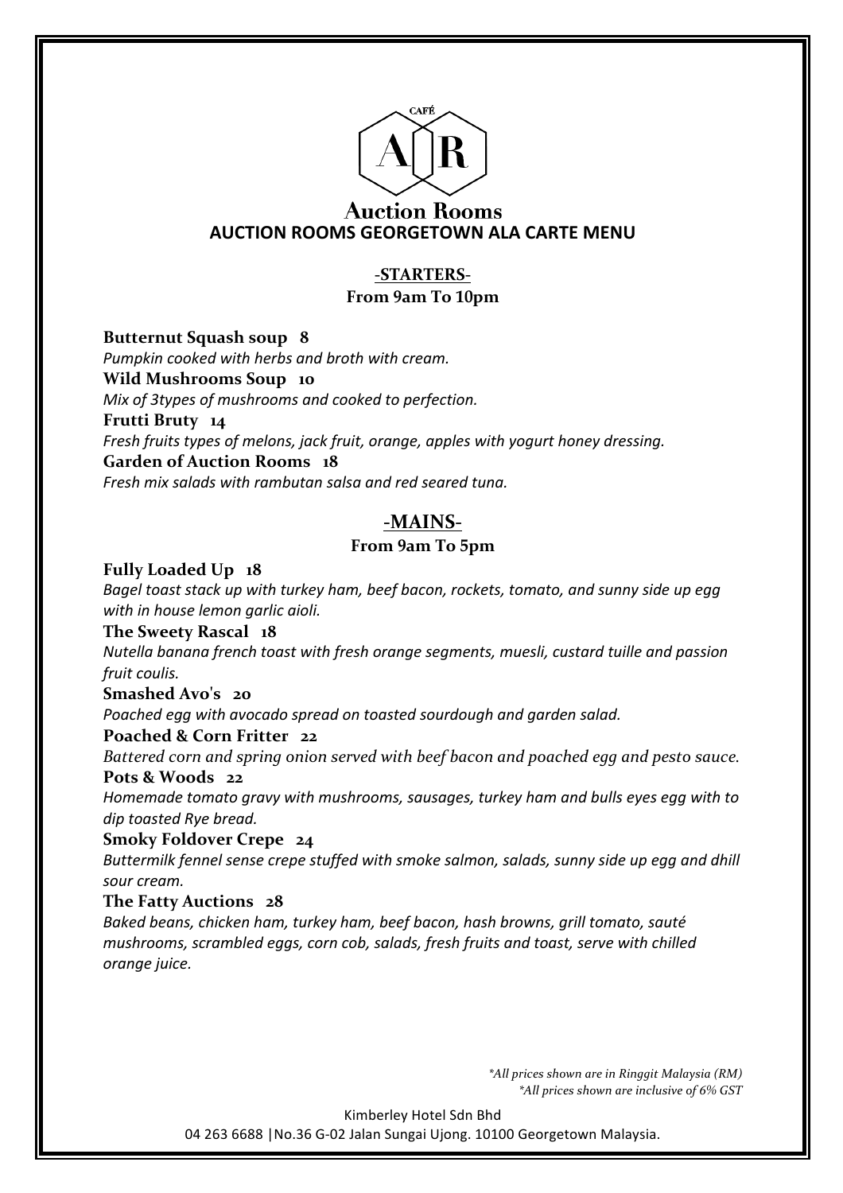CAFÉ

A R

Auction Rooms

# AUCTION ROOMS GEORGETOWN ALA CARTE MENU

## -STARTERS-

**From 9am To 10pm**

**Butternut Squash soup 8**
*Pumpkin cooked with herbs and broth with cream.*

**Wild Mushrooms Soup 10**
*Mix of 3types of mushrooms and cooked to perfection.*

**Frutti Bruty 14**
*Fresh fruits types of melons, jack fruit, orange, apples with yogurt honey dressing.*

**Garden of Auction Rooms 18**
*Fresh mix salads with rambutan salsa and red seared tuna.*

## -MAINS-

**From 9am To 5pm**

**Fully Loaded Up 18**
*Bagel toast stack up with turkey ham, beef bacon, rockets, tomato, and sunny side up egg with in house lemon garlic aioli.*

**The Sweety Rascal 18**
*Nutella banana french toast with fresh orange segments, muesli, custard tuille and passion fruit coulis.*

**Smashed Avo's 20**
*Poached egg with avocado spread on toasted sourdough and garden salad.*

**Poached & Corn Fritter 22**
*Battered corn and spring onion served with beef bacon and poached egg and pesto sauce.*

**Pots & Woods 22**
*Homemade tomato gravy with mushrooms, sausages, turkey ham and bulls eyes egg with to dip toasted Rye bread.*

**Smoky Foldover Crepe 24**
*Buttermilk fennel sense crepe stuffed with smoke salmon, salads, sunny side up egg and dhill sour cream.*

**The Fatty Auctions 28**
*Baked beans, chicken ham, turkey ham, beef bacon, hash browns, grill tomato, sauté mushrooms, scrambled eggs, corn cob, salads, fresh fruits and toast, serve with chilled orange juice.*

*\*All prices shown are in Ringgit Malaysia (RM)*
*\*All prices shown are inclusive of 6% GST*

Kimberley Hotel Sdn Bhd
04 263 6688 |No.36 G-02 Jalan Sungai Ujong. 10100 Georgetown Malaysia.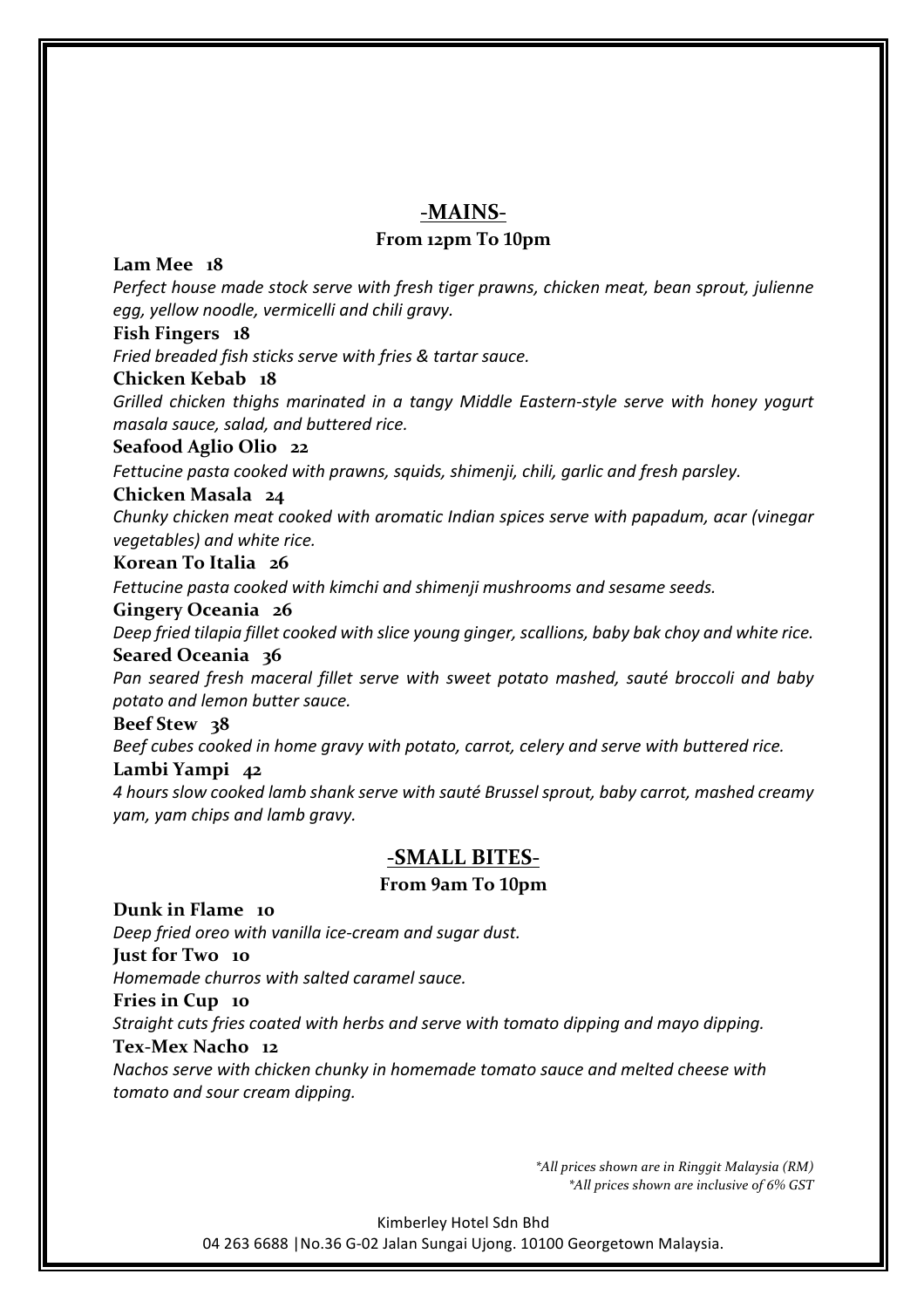## -MAINS-

**From 12pm To 10pm**

**Lam Mee 18**

*Perfect house made stock serve with fresh tiger prawns, chicken meat, bean sprout, julienne egg, yellow noodle, vermicelli and chili gravy.*

**Fish Fingers 18**

*Fried breaded fish sticks serve with fries & tartar sauce.*

**Chicken Kebab 18**

*Grilled chicken thighs marinated in a tangy Middle Eastern-style serve with honey yogurt masala sauce, salad, and buttered rice.*

**Seafood Aglio Olio 22**

*Fettucine pasta cooked with prawns, squids, shimenji, chili, garlic and fresh parsley.*

**Chicken Masala 24**

*Chunky chicken meat cooked with aromatic Indian spices serve with papadum, acar (vinegar vegetables) and white rice.*

**Korean To Italia 26**

*Fettucine pasta cooked with kimchi and shimenji mushrooms and sesame seeds.*

**Gingery Oceania 26**

*Deep fried tilapia fillet cooked with slice young ginger, scallions, baby bak choy and white rice.*

**Seared Oceania 36**

*Pan seared fresh maceral fillet serve with sweet potato mashed, sauté broccoli and baby potato and lemon butter sauce.*

**Beef Stew 38**

*Beef cubes cooked in home gravy with potato, carrot, celery and serve with buttered rice.*

**Lambi Yampi 42**

*4 hours slow cooked lamb shank serve with sauté Brussel sprout, baby carrot, mashed creamy yam, yam chips and lamb gravy.*

## -SMALL BITES-

**From 9am To 10pm**

**Dunk in Flame 10**

*Deep fried oreo with vanilla ice-cream and sugar dust.*

**Just for Two 10**

*Homemade churros with salted caramel sauce.*

**Fries in Cup 10**

*Straight cuts fries coated with herbs and serve with tomato dipping and mayo dipping.*

**Tex-Mex Nacho 12**

*Nachos serve with chicken chunky in homemade tomato sauce and melted cheese with tomato and sour cream dipping.*

*\*All prices shown are in Ringgit Malaysia (RM)*
*\*All prices shown are inclusive of 6% GST*

Kimberley Hotel Sdn Bhd
04 263 6688 |No.36 G-02 Jalan Sungai Ujong. 10100 Georgetown Malaysia.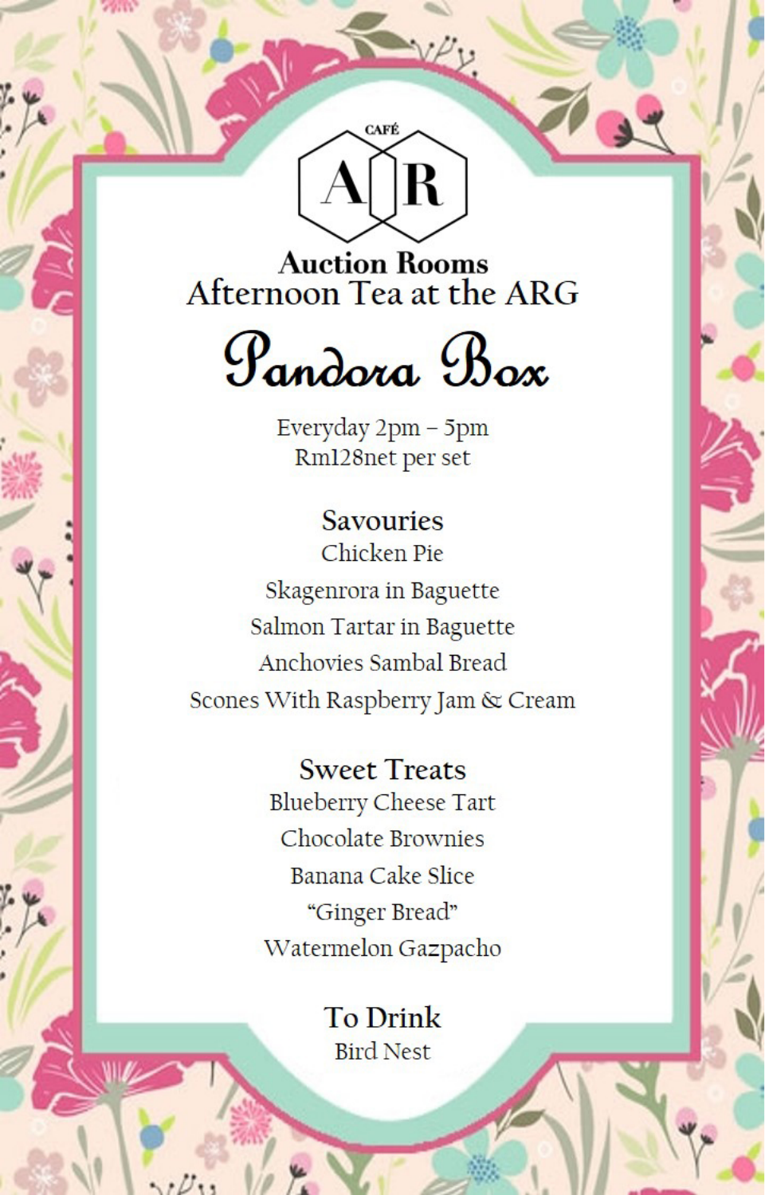CAFÉ

A R

**Auction Rooms**

Afternoon Tea at the ARG

# Pandora Box

Everyday 2pm – 5pm
Rm128net per set

## Savouries

Chicken Pie

Skagenrora in Baguette

Salmon Tartar in Baguette

Anchovies Sambal Bread

Scones With Raspberry Jam & Cream

## Sweet Treats

Blueberry Cheese Tart

Chocolate Brownies

Banana Cake Slice

"Ginger Bread"

Watermelon Gazpacho

## To Drink

Bird Nest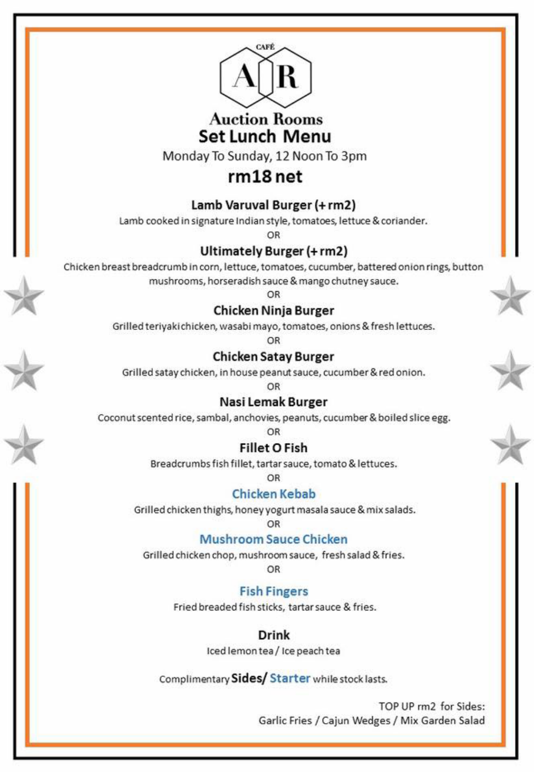CAFÉ

A R

# Auction Rooms

## Set Lunch Menu

Monday To Sunday, 12 Noon To 3pm

## rm18 net

**Lamb Varuval Burger (+rm2)**

Lamb cooked in signature Indian style, tomatoes, lettuce & coriander.

OR

**Ultimately Burger (+rm2)**

Chicken breast breadcrumb in corn, lettuce, tomatoes, cucumber, battered onion rings, button mushrooms, horseradish sauce & mango chutney sauce.

OR

**Chicken Ninja Burger**

Grilled teriyaki chicken, wasabi mayo, tomatoes, onions & fresh lettuces.

OR

**Chicken Satay Burger**

Grilled satay chicken, in house peanut sauce, cucumber & red onion.

OR

**Nasi Lemak Burger**

Coconut scented rice, sambal, anchovies, peanuts, cucumber & boiled slice egg.

OR

**Fillet O Fish**

Breadcrumbs fish fillet, tartar sauce, tomato & lettuces.

OR

**Chicken Kebab**

Grilled chicken thighs, honey yogurt masala sauce & mix salads.

OR

**Mushroom Sauce Chicken**

Grilled chicken chop, mushroom sauce, fresh salad & fries.

OR

**Fish Fingers**

Fried breaded fish sticks, tartar sauce & fries.

**Drink**

Iced lemon tea / Ice peach tea

Complimentary **Sides/ Starter** while stock lasts.

TOP UP rm2 for Sides:
Garlic Fries / Cajun Wedges / Mix Garden Salad